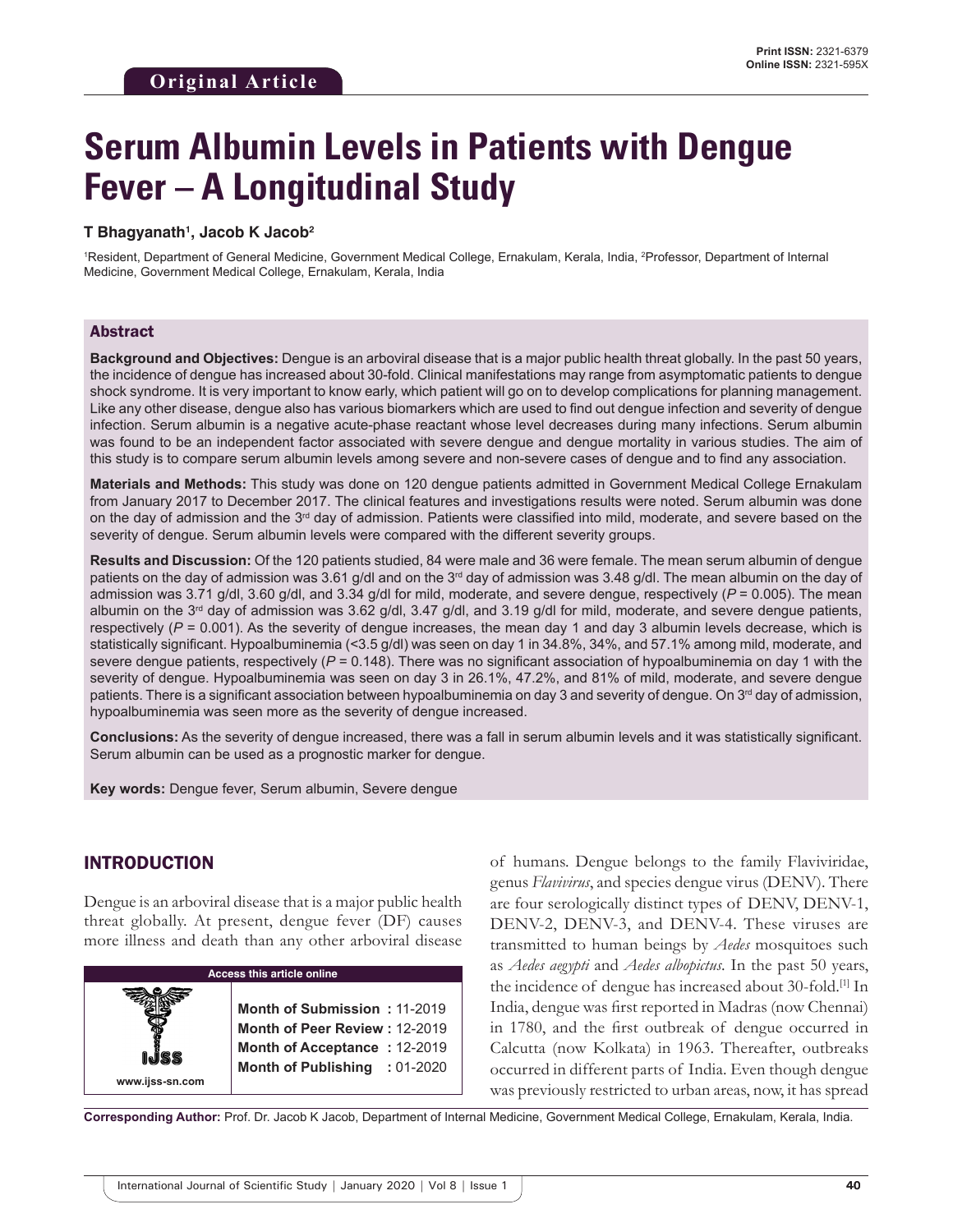Original Article

# Serum Albumin Levels in Patients with Dengue Fever – A Longitudinal Study

**T Bhagyanath[1], Jacob K Jacob[2]**

[1]Resident, Department of General Medicine, Government Medical College, Ernakulam, Kerala, India, [2]Professor, Department of Internal Medicine, Government Medical College, Ernakulam, Kerala, India

## Abstract

**Background and Objectives:** Dengue is an arboviral disease that is a major public health threat globally. In the past 50 years, the incidence of dengue has increased about 30-fold. Clinical manifestations may range from asymptomatic patients to dengue shock syndrome. It is very important to know early, which patient will go on to develop complications for planning management. Like any other disease, dengue also has various biomarkers which are used to find out dengue infection and severity of dengue infection. Serum albumin is a negative acute-phase reactant whose level decreases during many infections. Serum albumin was found to be an independent factor associated with severe dengue and dengue mortality in various studies. The aim of this study is to compare serum albumin levels among severe and non-severe cases of dengue and to find any association.

**Materials and Methods:** This study was done on 120 dengue patients admitted in Government Medical College Ernakulam from January 2017 to December 2017. The clinical features and investigations results were noted. Serum albumin was done on the day of admission and the 3rd day of admission. Patients were classified into mild, moderate, and severe based on the severity of dengue. Serum albumin levels were compared with the different severity groups.

**Results and Discussion:** Of the 120 patients studied, 84 were male and 36 were female. The mean serum albumin of dengue patients on the day of admission was 3.61 g/dl and on the 3rd day of admission was 3.48 g/dl. The mean albumin on the day of admission was 3.71 g/dl, 3.60 g/dl, and 3.34 g/dl for mild, moderate, and severe dengue, respectively ($P = 0.005$). The mean albumin on the 3rd day of admission was 3.62 g/dl, 3.47 g/dl, and 3.19 g/dl for mild, moderate, and severe dengue patients, respectively ($P = 0.001$). As the severity of dengue increases, the mean day 1 and day 3 albumin levels decrease, which is statistically significant. Hypoalbuminemia (<3.5 g/dl) was seen on day 1 in 34.8%, 34%, and 57.1% among mild, moderate, and severe dengue patients, respectively ($P = 0.148$). There was no significant association of hypoalbuminemia on day 1 with the severity of dengue. Hypoalbuminemia was seen on day 3 in 26.1%, 47.2%, and 81% of mild, moderate, and severe dengue patients. There is a significant association between hypoalbuminemia on day 3 and severity of dengue. On 3rd day of admission, hypoalbuminemia was seen more as the severity of dengue increased.

**Conclusions:** As the severity of dengue increased, there was a fall in serum albumin levels and it was statistically significant. Serum albumin can be used as a prognostic marker for dengue.

**Key words:** Dengue fever, Serum albumin, Severe dengue

| Access this article online | |
|---|---|
| www.ijss-sn.com | **Month of Submission :** 11-2019<br>**Month of Peer Review :** 12-2019<br>**Month of Acceptance :** 12-2019<br>**Month of Publishing :** 01-2020 |

## INTRODUCTION

Dengue is an arboviral disease that is a major public health threat globally. At present, dengue fever (DF) causes more illness and death than any other arboviral disease of humans. Dengue belongs to the family Flaviviridae, genus *Flavivirus*, and species dengue virus (DENV). There are four serologically distinct types of DENV, DENV-1, DENV-2, DENV-3, and DENV-4. These viruses are transmitted to human beings by *Aedes* mosquitoes such as *Aedes aegypti* and *Aedes albopictus*. In the past 50 years, the incidence of dengue has increased about 30-fold.[1] In India, dengue was first reported in Madras (now Chennai) in 1780, and the first outbreak of dengue occurred in Calcutta (now Kolkata) in 1963. Thereafter, outbreaks occurred in different parts of India. Even though dengue was previously restricted to urban areas, now, it has spread

**Corresponding Author:** Prof. Dr. Jacob K Jacob, Department of Internal Medicine, Government Medical College, Ernakulam, Kerala, India.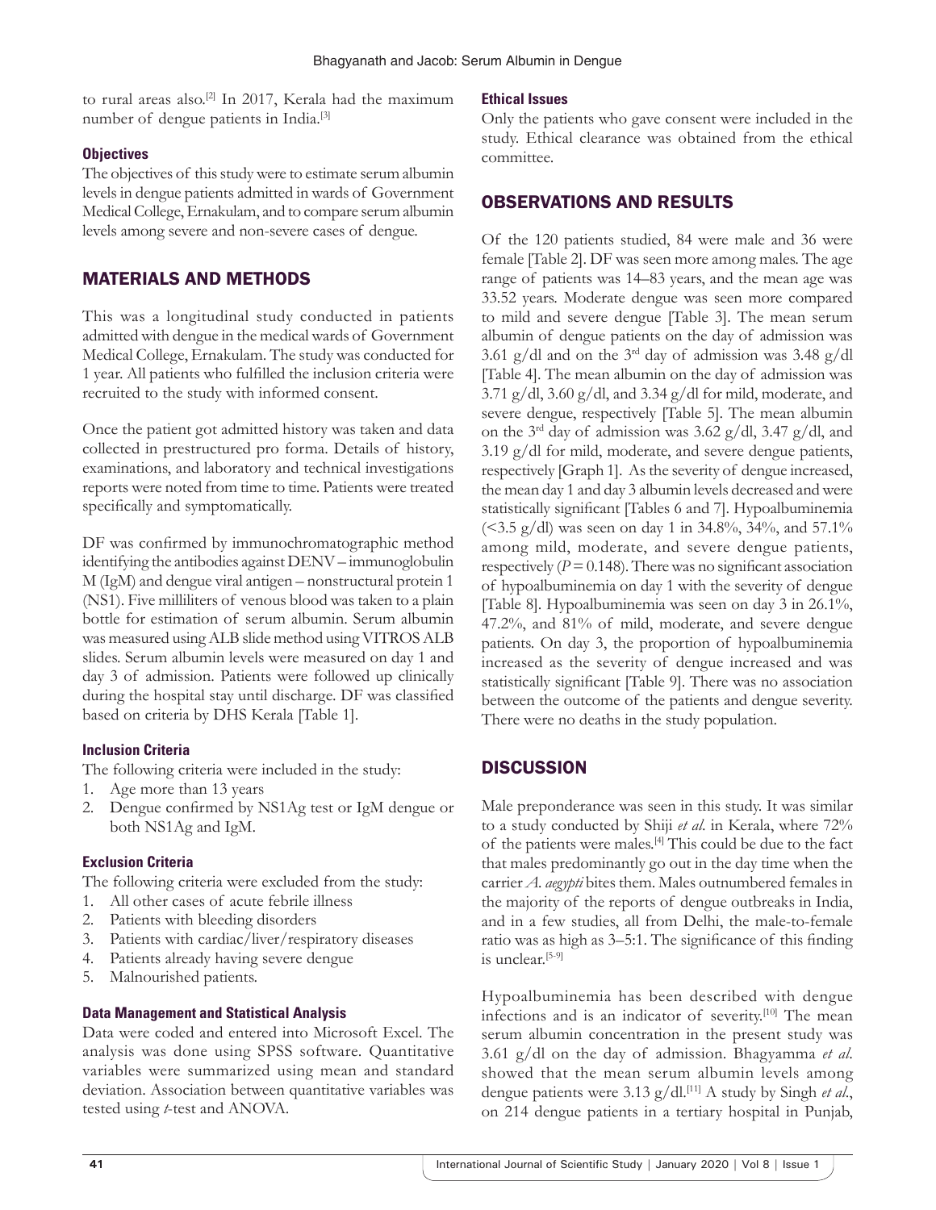to rural areas also.[2] In 2017, Kerala had the maximum number of dengue patients in India.[3]

### Objectives

The objectives of this study were to estimate serum albumin levels in dengue patients admitted in wards of Government Medical College, Ernakulam, and to compare serum albumin levels among severe and non-severe cases of dengue.

## MATERIALS AND METHODS

This was a longitudinal study conducted in patients admitted with dengue in the medical wards of Government Medical College, Ernakulam. The study was conducted for 1 year. All patients who fulfilled the inclusion criteria were recruited to the study with informed consent.

Once the patient got admitted history was taken and data collected in prestructured pro forma. Details of history, examinations, and laboratory and technical investigations reports were noted from time to time. Patients were treated specifically and symptomatically.

DF was confirmed by immunochromatographic method identifying the antibodies against DENV – immunoglobulin M (IgM) and dengue viral antigen – nonstructural protein 1 (NS1). Five milliliters of venous blood was taken to a plain bottle for estimation of serum albumin. Serum albumin was measured using ALB slide method using VITROS ALB slides. Serum albumin levels were measured on day 1 and day 3 of admission. Patients were followed up clinically during the hospital stay until discharge. DF was classified based on criteria by DHS Kerala [Table 1].

### Inclusion Criteria

The following criteria were included in the study:

1. Age more than 13 years
2. Dengue confirmed by NS1Ag test or IgM dengue or both NS1Ag and IgM.

### Exclusion Criteria

The following criteria were excluded from the study:

1. All other cases of acute febrile illness
2. Patients with bleeding disorders
3. Patients with cardiac/liver/respiratory diseases
4. Patients already having severe dengue
5. Malnourished patients.

### Data Management and Statistical Analysis

Data were coded and entered into Microsoft Excel. The analysis was done using SPSS software. Quantitative variables were summarized using mean and standard deviation. Association between quantitative variables was tested using *t*-test and ANOVA.

### Ethical Issues

Only the patients who gave consent were included in the study. Ethical clearance was obtained from the ethical committee.

## OBSERVATIONS AND RESULTS

Of the 120 patients studied, 84 were male and 36 were female [Table 2]. DF was seen more among males. The age range of patients was 14–83 years, and the mean age was 33.52 years. Moderate dengue was seen more compared to mild and severe dengue [Table 3]. The mean serum albumin of dengue patients on the day of admission was 3.61 g/dl and on the 3rd day of admission was 3.48 g/dl [Table 4]. The mean albumin on the day of admission was 3.71 g/dl, 3.60 g/dl, and 3.34 g/dl for mild, moderate, and severe dengue, respectively [Table 5]. The mean albumin on the 3rd day of admission was 3.62 g/dl, 3.47 g/dl, and 3.19 g/dl for mild, moderate, and severe dengue patients, respectively [Graph 1]. As the severity of dengue increased, the mean day 1 and day 3 albumin levels decreased and were statistically significant [Tables 6 and 7]. Hypoalbuminemia (<3.5 g/dl) was seen on day 1 in 34.8%, 34%, and 57.1% among mild, moderate, and severe dengue patients, respectively ($P = 0.148$). There was no significant association of hypoalbuminemia on day 1 with the severity of dengue [Table 8]. Hypoalbuminemia was seen on day 3 in 26.1%, 47.2%, and 81% of mild, moderate, and severe dengue patients. On day 3, the proportion of hypoalbuminemia increased as the severity of dengue increased and was statistically significant [Table 9]. There was no association between the outcome of the patients and dengue severity. There were no deaths in the study population.

## DISCUSSION

Male preponderance was seen in this study. It was similar to a study conducted by Shiji *et al*. in Kerala, where 72% of the patients were males.[4] This could be due to the fact that males predominantly go out in the day time when the carrier *A. aegypti* bites them. Males outnumbered females in the majority of the reports of dengue outbreaks in India, and in a few studies, all from Delhi, the male-to-female ratio was as high as 3–5:1. The significance of this finding is unclear.[5-9]

Hypoalbuminemia has been described with dengue infections and is an indicator of severity.[10] The mean serum albumin concentration in the present study was 3.61 g/dl on the day of admission. Bhagyamma *et al*. showed that the mean serum albumin levels among dengue patients were 3.13 g/dl.[11] A study by Singh *et al*., on 214 dengue patients in a tertiary hospital in Punjab,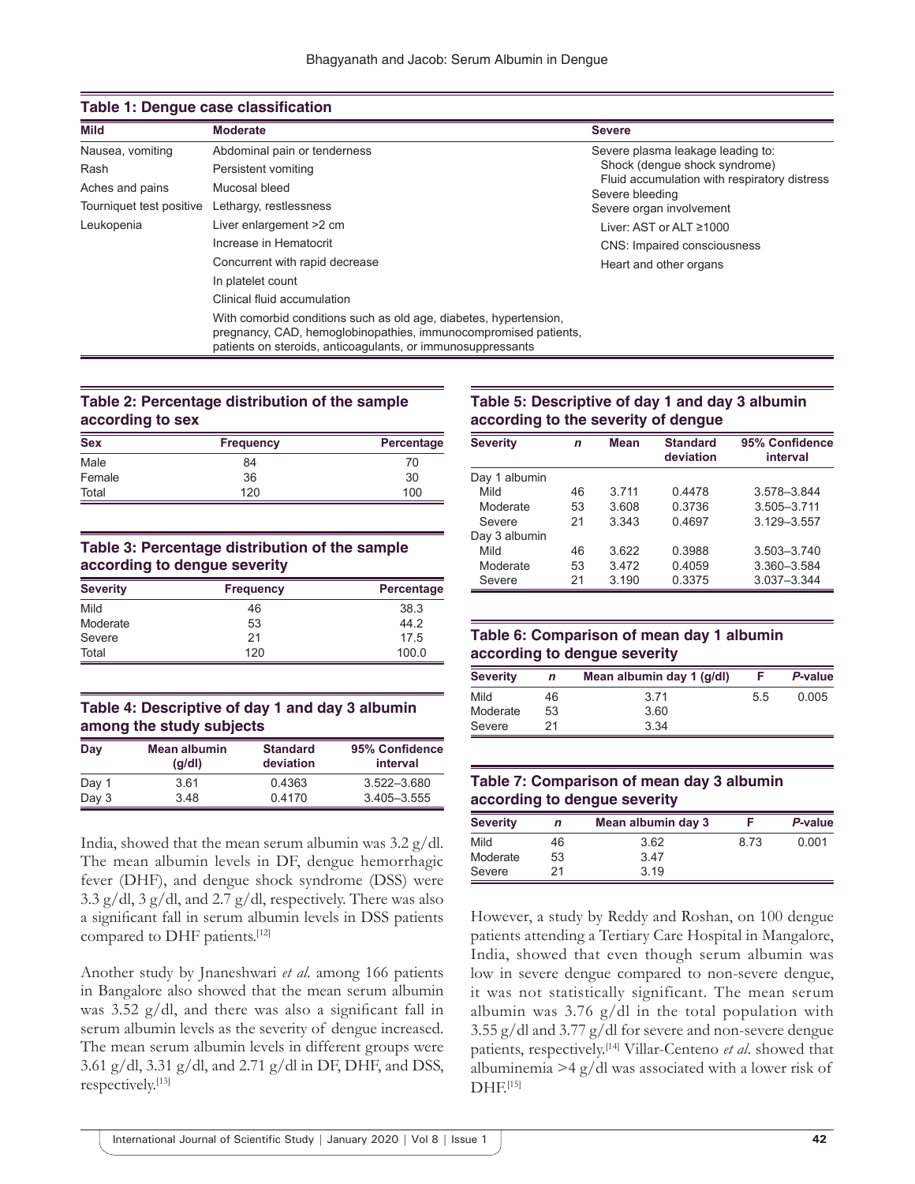**Table 1: Dengue case classification**

| Mild | Moderate | Severe |
|---|---|---|
| Nausea, vomiting | Abdominal pain or tenderness | Severe plasma leakage leading to: Shock (dengue shock syndrome) Fluid accumulation with respiratory distress |
| Rash | Persistent vomiting | Severe bleeding |
| Aches and pains | Mucosal bleed | Severe organ involvement |
| Tourniquet test positive | Lethargy, restlessness | Liver: AST or ALT ≥1000 |
| Leukopenia | Liver enlargement >2 cm | CNS: Impaired consciousness |
| | Increase in Hematocrit | Heart and other organs |
| | Concurrent with rapid decrease | |
| | In platelet count | |
| | Clinical fluid accumulation | |
| | With comorbid conditions such as old age, diabetes, hypertension, pregnancy, CAD, hemoglobinopathies, immunocompromised patients, patients on steroids, anticoagulants, or immunosuppressants | |

**Table 2: Percentage distribution of the sample according to sex**

| Sex | Frequency | Percentage |
|---|---|---|
| Male | 84 | 70 |
| Female | 36 | 30 |
| Total | 120 | 100 |

**Table 3: Percentage distribution of the sample according to dengue severity**

| Severity | Frequency | Percentage |
|---|---|---|
| Mild | 46 | 38.3 |
| Moderate | 53 | 44.2 |
| Severe | 21 | 17.5 |
| Total | 120 | 100.0 |

**Table 4: Descriptive of day 1 and day 3 albumin among the study subjects**

| Day | Mean albumin (g/dl) | Standard deviation | 95% Confidence interval |
|---|---|---|---|
| Day 1 | 3.61 | 0.4363 | 3.522–3.680 |
| Day 3 | 3.48 | 0.4170 | 3.405–3.555 |

India, showed that the mean serum albumin was 3.2 g/dl. The mean albumin levels in DF, dengue hemorrhagic fever (DHF), and dengue shock syndrome (DSS) were 3.3 g/dl, 3 g/dl, and 2.7 g/dl, respectively. There was also a significant fall in serum albumin levels in DSS patients compared to DHF patients.[12]

Another study by Jnaneshwari *et al.* among 166 patients in Bangalore also showed that the mean serum albumin was 3.52 g/dl, and there was also a significant fall in serum albumin levels as the severity of dengue increased. The mean serum albumin levels in different groups were 3.61 g/dl, 3.31 g/dl, and 2.71 g/dl in DF, DHF, and DSS, respectively.[13]

**Table 5: Descriptive of day 1 and day 3 albumin according to the severity of dengue**

| Severity | n | Mean | Standard deviation | 95% Confidence interval |
|---|---|---|---|---|
| Day 1 albumin | | | | |
| Mild | 46 | 3.711 | 0.4478 | 3.578–3.844 |
| Moderate | 53 | 3.608 | 0.3736 | 3.505–3.711 |
| Severe | 21 | 3.343 | 0.4697 | 3.129–3.557 |
| Day 3 albumin | | | | |
| Mild | 46 | 3.622 | 0.3988 | 3.503–3.740 |
| Moderate | 53 | 3.472 | 0.4059 | 3.360–3.584 |
| Severe | 21 | 3.190 | 0.3375 | 3.037–3.344 |

**Table 6: Comparison of mean day 1 albumin according to dengue severity**

| Severity | n | Mean albumin day 1 (g/dl) | F | P-value |
|---|---|---|---|---|
| Mild | 46 | 3.71 | 5.5 | 0.005 |
| Moderate | 53 | 3.60 | | |
| Severe | 21 | 3.34 | | |

**Table 7: Comparison of mean day 3 albumin according to dengue severity**

| Severity | n | Mean albumin day 3 | F | P-value |
|---|---|---|---|---|
| Mild | 46 | 3.62 | 8.73 | 0.001 |
| Moderate | 53 | 3.47 | | |
| Severe | 21 | 3.19 | | |

However, a study by Reddy and Roshan, on 100 dengue patients attending a Tertiary Care Hospital in Mangalore, India, showed that even though serum albumin was low in severe dengue compared to non-severe dengue, it was not statistically significant. The mean serum albumin was 3.76 g/dl in the total population with 3.55 g/dl and 3.77 g/dl for severe and non-severe dengue patients, respectively.[14] Villar-Centeno *et al.* showed that albuminemia >4 g/dl was associated with a lower risk of DHF.[15]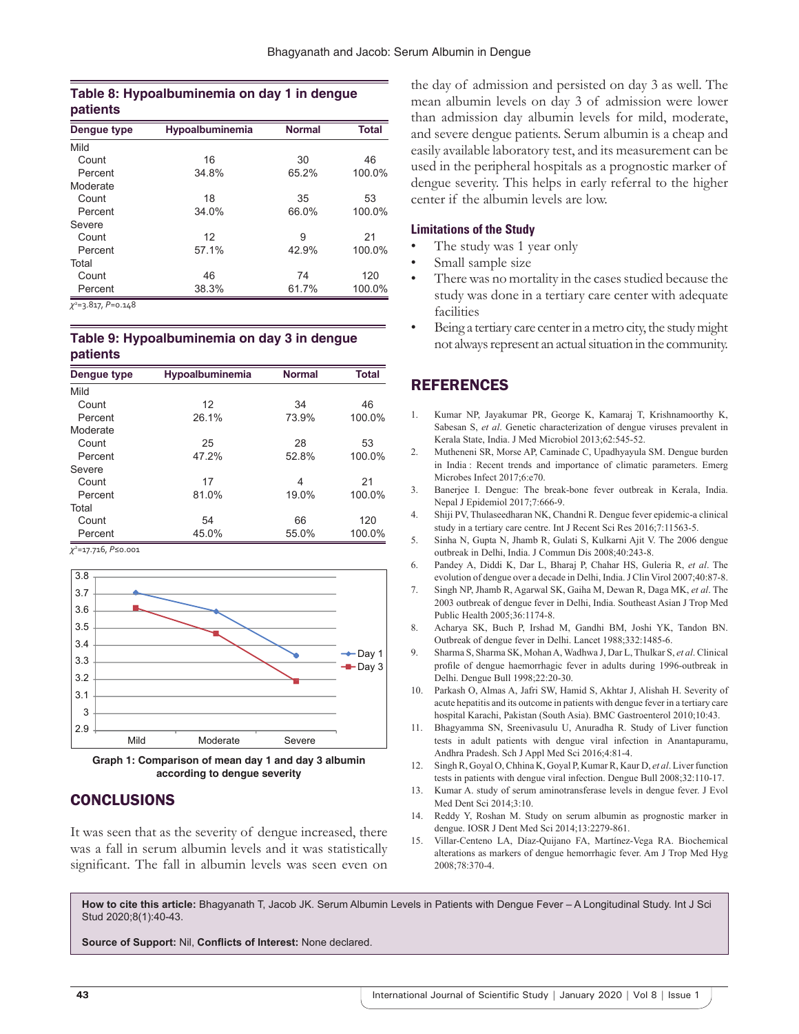**Table 8: Hypoalbuminemia on day 1 in dengue patients**

| Dengue type | Hypoalbuminemia | Normal | Total |
|---|---|---|---|
| Mild | | | |
| Count | 16 | 30 | 46 |
| Percent | 34.8% | 65.2% | 100.0% |
| Moderate | | | |
| Count | 18 | 35 | 53 |
| Percent | 34.0% | 66.0% | 100.0% |
| Severe | | | |
| Count | 12 | 9 | 21 |
| Percent | 57.1% | 42.9% | 100.0% |
| Total | | | |
| Count | 46 | 74 | 120 |
| Percent | 38.3% | 61.7% | 100.0% |

$\chi^2$=3.817, $P$=0.148

**Table 9: Hypoalbuminemia on day 3 in dengue patients**

| Dengue type | Hypoalbuminemia | Normal | Total |
|---|---|---|---|
| Mild | | | |
| Count | 12 | 34 | 46 |
| Percent | 26.1% | 73.9% | 100.0% |
| Moderate | | | |
| Count | 25 | 28 | 53 |
| Percent | 47.2% | 52.8% | 100.0% |
| Severe | | | |
| Count | 17 | 4 | 21 |
| Percent | 81.0% | 19.0% | 100.0% |
| Total | | | |
| Count | 54 | 66 | 120 |
| Percent | 45.0% | 55.0% | 100.0% |

$\chi^2$=17.716, $P$≤0.001

3.8
3.7
3.6
3.5
3.4
3.3
3.2
3.1
3
2.9
Mild
Moderate
Severe
Day 1
Day 3

**Graph 1: Comparison of mean day 1 and day 3 albumin according to dengue severity**

## CONCLUSIONS

It was seen that as the severity of dengue increased, there was a fall in serum albumin levels and it was statistically significant. The fall in albumin levels was seen even on the day of admission and persisted on day 3 as well. The mean albumin levels on day 3 of admission were lower than admission day albumin levels for mild, moderate, and severe dengue patients. Serum albumin is a cheap and easily available laboratory test, and its measurement can be used in the peripheral hospitals as a prognostic marker of dengue severity. This helps in early referral to the higher center if the albumin levels are low.

### Limitations of the Study

- The study was 1 year only
- Small sample size
- There was no mortality in the cases studied because the study was done in a tertiary care center with adequate facilities
- Being a tertiary care center in a metro city, the study might not always represent an actual situation in the community.

## REFERENCES

1. Kumar NP, Jayakumar PR, George K, Kamaraj T, Krishnamoorthy K, Sabesan S, *et al*. Genetic characterization of dengue viruses prevalent in Kerala State, India. J Med Microbiol 2013;62:545-52.
2. Mutheneni SR, Morse AP, Caminade C, Upadhyayula SM. Dengue burden in India : Recent trends and importance of climatic parameters. Emerg Microbes Infect 2017;6:e70.
3. Banerjee I. Dengue: The break-bone fever outbreak in Kerala, India. Nepal J Epidemiol 2017;7:666-9.
4. Shiji PV, Thulaseedharan NK, Chandni R. Dengue fever epidemic-a clinical study in a tertiary care centre. Int J Recent Sci Res 2016;7:11563-5.
5. Sinha N, Gupta N, Jhamb R, Gulati S, Kulkarni Ajit V. The 2006 dengue outbreak in Delhi, India. J Commun Dis 2008;40:243-8.
6. Pandey A, Diddi K, Dar L, Bharaj P, Chahar HS, Guleria R, *et al*. The evolution of dengue over a decade in Delhi, India. J Clin Virol 2007;40:87-8.
7. Singh NP, Jhamb R, Agarwal SK, Gaiha M, Dewan R, Daga MK, *et al*. The 2003 outbreak of dengue fever in Delhi, India. Southeast Asian J Trop Med Public Health 2005;36:1174-8.
8. Acharya SK, Buch P, Irshad M, Gandhi BM, Joshi YK, Tandon BN. Outbreak of dengue fever in Delhi. Lancet 1988;332:1485-6.
9. Sharma S, Sharma SK, Mohan A, Wadhwa J, Dar L, Thulkar S, *et al*. Clinical profile of dengue haemorrhagic fever in adults during 1996-outbreak in Delhi. Dengue Bull 1998;22:20-30.
10. Parkash O, Almas A, Jafri SW, Hamid S, Akhtar J, Alishah H. Severity of acute hepatitis and its outcome in patients with dengue fever in a tertiary care hospital Karachi, Pakistan (South Asia). BMC Gastroenterol 2010;10:43.
11. Bhagyamma SN, Sreenivasulu U, Anuradha R. Study of Liver function tests in adult patients with dengue viral infection in Anantapuramu, Andhra Pradesh. Sch J Appl Med Sci 2016;4:81-4.
12. Singh R, Goyal O, Chhina K, Goyal P, Kumar R, Kaur D, *et al*. Liver function tests in patients with dengue viral infection. Dengue Bull 2008;32:110-17.
13. Kumar A. study of serum aminotransferase levels in dengue fever. J Evol Med Dent Sci 2014;3:10.
14. Reddy Y, Roshan M. Study on serum albumin as prognostic marker in dengue. IOSR J Dent Med Sci 2014;13:2279-861.
15. Villar-Centeno LA, Díaz-Quijano FA, Martínez-Vega RA. Biochemical alterations as markers of dengue hemorrhagic fever. Am J Trop Med Hyg 2008;78:370-4.

**How to cite this article:** Bhagyanath T, Jacob JK. Serum Albumin Levels in Patients with Dengue Fever – A Longitudinal Study. Int J Sci Stud 2020;8(1):40-43.

**Source of Support:** Nil, **Conflicts of Interest:** None declared.